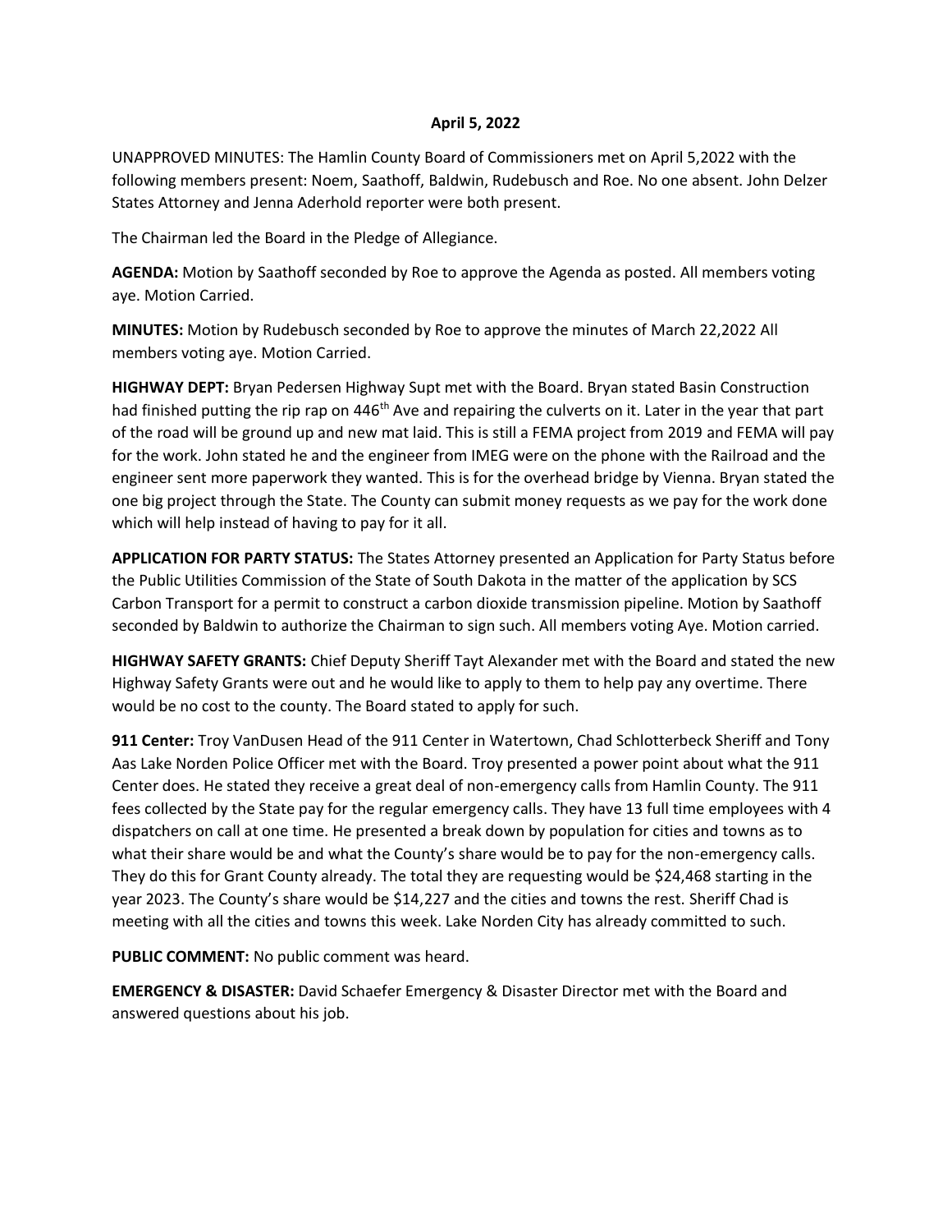**April 5, 2022**

UNAPPROVED MINUTES: The Hamlin County Board of Commissioners met on April 5,2022 with the following members present: Noem, Saathoff, Baldwin, Rudebusch and Roe. No one absent. John Delzer States Attorney and Jenna Aderhold reporter were both present.

The Chairman led the Board in the Pledge of Allegiance.

**AGENDA:** Motion by Saathoff seconded by Roe to approve the Agenda as posted. All members voting aye. Motion Carried.

**MINUTES:** Motion by Rudebusch seconded by Roe to approve the minutes of March 22,2022 All members voting aye. Motion Carried.

**HIGHWAY DEPT:** Bryan Pedersen Highway Supt met with the Board. Bryan stated Basin Construction had finished putting the rip rap on 446th Ave and repairing the culverts on it. Later in the year that part of the road will be ground up and new mat laid. This is still a FEMA project from 2019 and FEMA will pay for the work. John stated he and the engineer from IMEG were on the phone with the Railroad and the engineer sent more paperwork they wanted. This is for the overhead bridge by Vienna. Bryan stated the one big project through the State. The County can submit money requests as we pay for the work done which will help instead of having to pay for it all.

**APPLICATION FOR PARTY STATUS:** The States Attorney presented an Application for Party Status before the Public Utilities Commission of the State of South Dakota in the matter of the application by SCS Carbon Transport for a permit to construct a carbon dioxide transmission pipeline. Motion by Saathoff seconded by Baldwin to authorize the Chairman to sign such. All members voting Aye. Motion carried.

**HIGHWAY SAFETY GRANTS:** Chief Deputy Sheriff Tayt Alexander met with the Board and stated the new Highway Safety Grants were out and he would like to apply to them to help pay any overtime. There would be no cost to the county. The Board stated to apply for such.

**911 Center:** Troy VanDusen Head of the 911 Center in Watertown, Chad Schlotterbeck Sheriff and Tony Aas Lake Norden Police Officer met with the Board. Troy presented a power point about what the 911 Center does. He stated they receive a great deal of non-emergency calls from Hamlin County. The 911 fees collected by the State pay for the regular emergency calls. They have 13 full time employees with 4 dispatchers on call at one time. He presented a break down by population for cities and towns as to what their share would be and what the County's share would be to pay for the non-emergency calls. They do this for Grant County already. The total they are requesting would be $24,468 starting in the year 2023. The County's share would be $14,227 and the cities and towns the rest. Sheriff Chad is meeting with all the cities and towns this week. Lake Norden City has already committed to such.

**PUBLIC COMMENT:** No public comment was heard.

**EMERGENCY & DISASTER:** David Schaefer Emergency & Disaster Director met with the Board and answered questions about his job.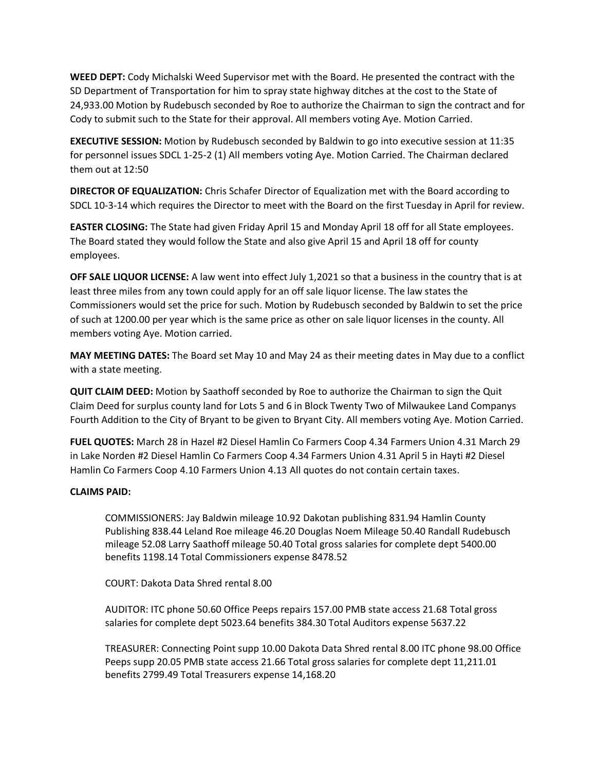**WEED DEPT:** Cody Michalski Weed Supervisor met with the Board. He presented the contract with the SD Department of Transportation for him to spray state highway ditches at the cost to the State of 24,933.00 Motion by Rudebusch seconded by Roe to authorize the Chairman to sign the contract and for Cody to submit such to the State for their approval. All members voting Aye. Motion Carried.

**EXECUTIVE SESSION:** Motion by Rudebusch seconded by Baldwin to go into executive session at 11:35 for personnel issues SDCL 1-25-2 (1) All members voting Aye. Motion Carried. The Chairman declared them out at 12:50

**DIRECTOR OF EQUALIZATION:** Chris Schafer Director of Equalization met with the Board according to SDCL 10-3-14 which requires the Director to meet with the Board on the first Tuesday in April for review.

**EASTER CLOSING:** The State had given Friday April 15 and Monday April 18 off for all State employees. The Board stated they would follow the State and also give April 15 and April 18 off for county employees.

**OFF SALE LIQUOR LICENSE:** A law went into effect July 1,2021 so that a business in the country that is at least three miles from any town could apply for an off sale liquor license. The law states the Commissioners would set the price for such. Motion by Rudebusch seconded by Baldwin to set the price of such at 1200.00 per year which is the same price as other on sale liquor licenses in the county. All members voting Aye. Motion carried.

**MAY MEETING DATES:** The Board set May 10 and May 24 as their meeting dates in May due to a conflict with a state meeting.

**QUIT CLAIM DEED:** Motion by Saathoff seconded by Roe to authorize the Chairman to sign the Quit Claim Deed for surplus county land for Lots 5 and 6 in Block Twenty Two of Milwaukee Land Companys Fourth Addition to the City of Bryant to be given to Bryant City. All members voting Aye. Motion Carried.

**FUEL QUOTES:** March 28 in Hazel #2 Diesel Hamlin Co Farmers Coop 4.34 Farmers Union 4.31 March 29 in Lake Norden #2 Diesel Hamlin Co Farmers Coop 4.34 Farmers Union 4.31 April 5 in Hayti #2 Diesel Hamlin Co Farmers Coop 4.10 Farmers Union 4.13 All quotes do not contain certain taxes.

**CLAIMS PAID:**

COMMISSIONERS: Jay Baldwin mileage 10.92 Dakotan publishing 831.94 Hamlin County Publishing 838.44 Leland Roe mileage 46.20 Douglas Noem Mileage 50.40 Randall Rudebusch mileage 52.08 Larry Saathoff mileage 50.40 Total gross salaries for complete dept 5400.00 benefits 1198.14 Total Commissioners expense 8478.52

COURT: Dakota Data Shred rental 8.00

AUDITOR: ITC phone 50.60 Office Peeps repairs 157.00 PMB state access 21.68 Total gross salaries for complete dept 5023.64 benefits 384.30 Total Auditors expense 5637.22

TREASURER: Connecting Point supp 10.00 Dakota Data Shred rental 8.00 ITC phone 98.00 Office Peeps supp 20.05 PMB state access 21.66 Total gross salaries for complete dept 11,211.01 benefits 2799.49 Total Treasurers expense 14,168.20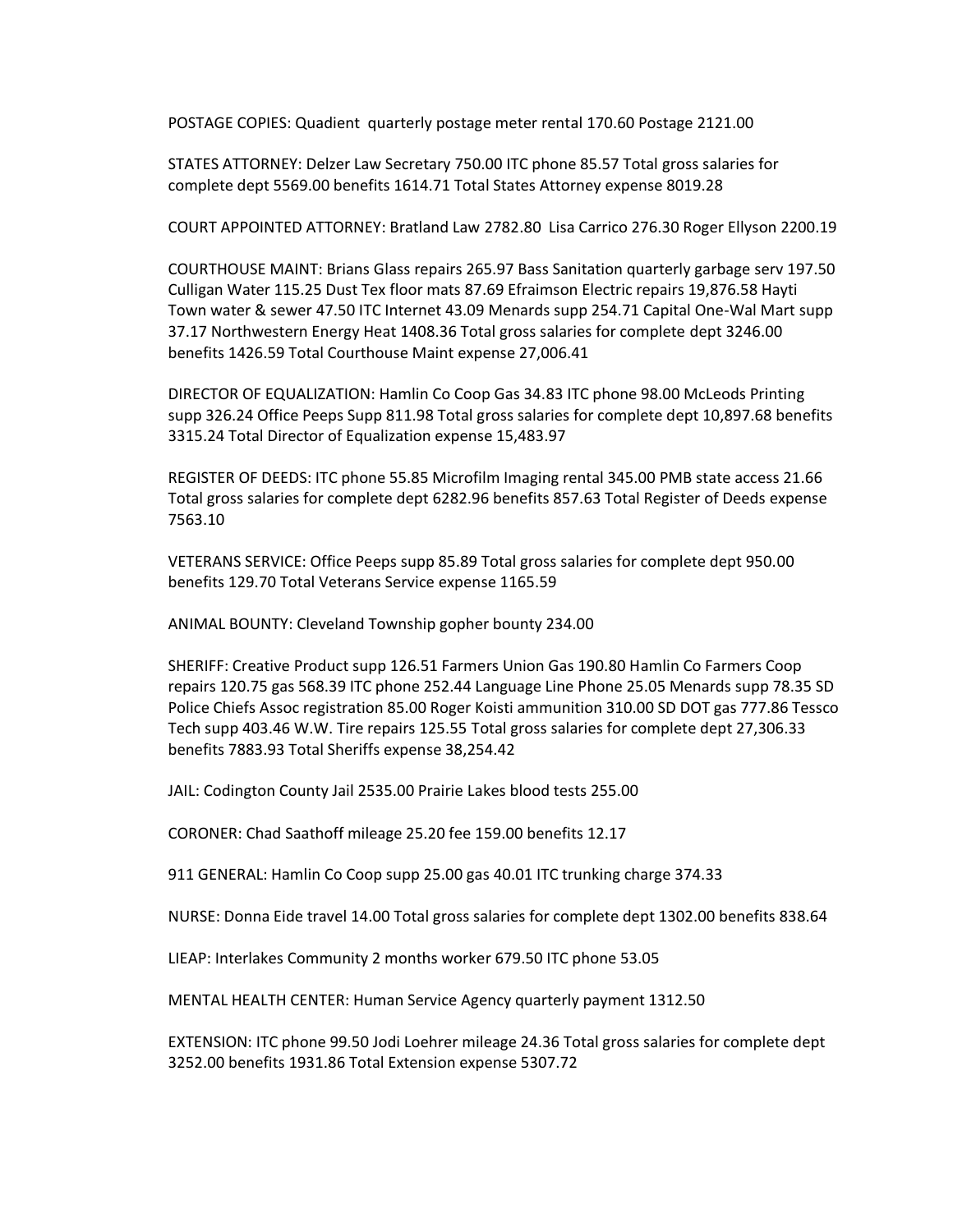POSTAGE COPIES: Quadient quarterly postage meter rental 170.60 Postage 2121.00

STATES ATTORNEY: Delzer Law Secretary 750.00 ITC phone 85.57 Total gross salaries for complete dept 5569.00 benefits 1614.71 Total States Attorney expense 8019.28

COURT APPOINTED ATTORNEY: Bratland Law 2782.80 Lisa Carrico 276.30 Roger Ellyson 2200.19

COURTHOUSE MAINT: Brians Glass repairs 265.97 Bass Sanitation quarterly garbage serv 197.50 Culligan Water 115.25 Dust Tex floor mats 87.69 Efraimson Electric repairs 19,876.58 Hayti Town water & sewer 47.50 ITC Internet 43.09 Menards supp 254.71 Capital One-Wal Mart supp 37.17 Northwestern Energy Heat 1408.36 Total gross salaries for complete dept 3246.00 benefits 1426.59 Total Courthouse Maint expense 27,006.41

DIRECTOR OF EQUALIZATION: Hamlin Co Coop Gas 34.83 ITC phone 98.00 McLeods Printing supp 326.24 Office Peeps Supp 811.98 Total gross salaries for complete dept 10,897.68 benefits 3315.24 Total Director of Equalization expense 15,483.97

REGISTER OF DEEDS: ITC phone 55.85 Microfilm Imaging rental 345.00 PMB state access 21.66 Total gross salaries for complete dept 6282.96 benefits 857.63 Total Register of Deeds expense 7563.10

VETERANS SERVICE: Office Peeps supp 85.89 Total gross salaries for complete dept 950.00 benefits 129.70 Total Veterans Service expense 1165.59

ANIMAL BOUNTY: Cleveland Township gopher bounty 234.00

SHERIFF: Creative Product supp 126.51 Farmers Union Gas 190.80 Hamlin Co Farmers Coop repairs 120.75 gas 568.39 ITC phone 252.44 Language Line Phone 25.05 Menards supp 78.35 SD Police Chiefs Assoc registration 85.00 Roger Koisti ammunition 310.00 SD DOT gas 777.86 Tessco Tech supp 403.46 W.W. Tire repairs 125.55 Total gross salaries for complete dept 27,306.33 benefits 7883.93 Total Sheriffs expense 38,254.42

JAIL: Codington County Jail 2535.00 Prairie Lakes blood tests 255.00

CORONER: Chad Saathoff mileage 25.20 fee 159.00 benefits 12.17

911 GENERAL: Hamlin Co Coop supp 25.00 gas 40.01 ITC trunking charge 374.33

NURSE: Donna Eide travel 14.00 Total gross salaries for complete dept 1302.00 benefits 838.64

LIEAP: Interlakes Community 2 months worker 679.50 ITC phone 53.05

MENTAL HEALTH CENTER: Human Service Agency quarterly payment 1312.50

EXTENSION: ITC phone 99.50 Jodi Loehrer mileage 24.36 Total gross salaries for complete dept 3252.00 benefits 1931.86 Total Extension expense 5307.72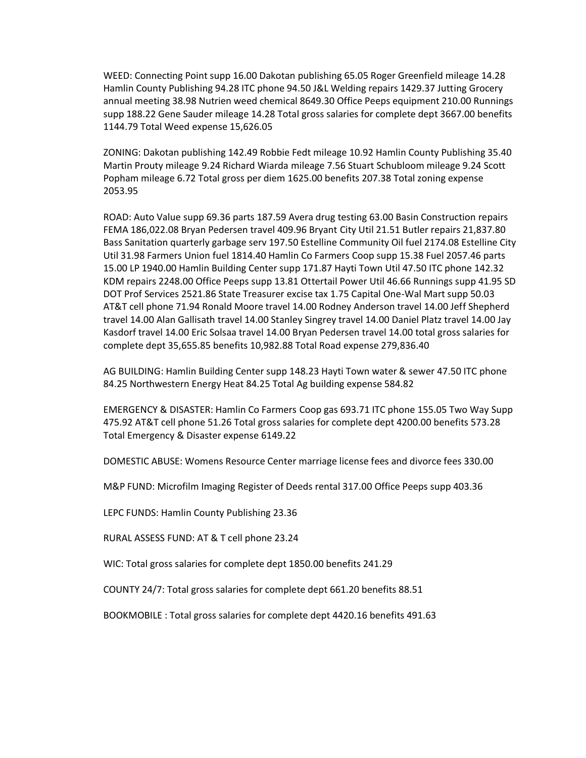WEED: Connecting Point supp 16.00 Dakotan publishing 65.05 Roger Greenfield mileage 14.28 Hamlin County Publishing 94.28 ITC phone 94.50 J&L Welding repairs 1429.37 Jutting Grocery annual meeting 38.98 Nutrien weed chemical 8649.30 Office Peeps equipment 210.00 Runnings supp 188.22 Gene Sauder mileage 14.28 Total gross salaries for complete dept 3667.00 benefits 1144.79 Total Weed expense 15,626.05

ZONING: Dakotan publishing 142.49 Robbie Fedt mileage 10.92 Hamlin County Publishing 35.40 Martin Prouty mileage 9.24 Richard Wiarda mileage 7.56 Stuart Schubloom mileage 9.24 Scott Popham mileage 6.72 Total gross per diem 1625.00 benefits 207.38 Total zoning expense 2053.95

ROAD: Auto Value supp 69.36 parts 187.59 Avera drug testing 63.00 Basin Construction repairs FEMA 186,022.08 Bryan Pedersen travel 409.96 Bryant City Util 21.51 Butler repairs 21,837.80 Bass Sanitation quarterly garbage serv 197.50 Estelline Community Oil fuel 2174.08 Estelline City Util 31.98 Farmers Union fuel 1814.40 Hamlin Co Farmers Coop supp 15.38 Fuel 2057.46 parts 15.00 LP 1940.00 Hamlin Building Center supp 171.87 Hayti Town Util 47.50 ITC phone 142.32 KDM repairs 2248.00 Office Peeps supp 13.81 Ottertail Power Util 46.66 Runnings supp 41.95 SD DOT Prof Services 2521.86 State Treasurer excise tax 1.75 Capital One-Wal Mart supp 50.03 AT&T cell phone 71.94 Ronald Moore travel 14.00 Rodney Anderson travel 14.00 Jeff Shepherd travel 14.00 Alan Gallisath travel 14.00 Stanley Singrey travel 14.00 Daniel Platz travel 14.00 Jay Kasdorf travel 14.00 Eric Solsaa travel 14.00 Bryan Pedersen travel 14.00 total gross salaries for complete dept 35,655.85 benefits 10,982.88 Total Road expense 279,836.40

AG BUILDING: Hamlin Building Center supp 148.23 Hayti Town water & sewer 47.50 ITC phone 84.25 Northwestern Energy Heat 84.25 Total Ag building expense 584.82

EMERGENCY & DISASTER: Hamlin Co Farmers Coop gas 693.71 ITC phone 155.05 Two Way Supp 475.92 AT&T cell phone 51.26 Total gross salaries for complete dept 4200.00 benefits 573.28 Total Emergency & Disaster expense 6149.22

DOMESTIC ABUSE: Womens Resource Center marriage license fees and divorce fees 330.00

M&P FUND: Microfilm Imaging Register of Deeds rental 317.00 Office Peeps supp 403.36

LEPC FUNDS: Hamlin County Publishing 23.36

RURAL ASSESS FUND: AT & T cell phone 23.24

WIC: Total gross salaries for complete dept 1850.00 benefits 241.29

COUNTY 24/7: Total gross salaries for complete dept 661.20 benefits 88.51

BOOKMOBILE : Total gross salaries for complete dept 4420.16 benefits 491.63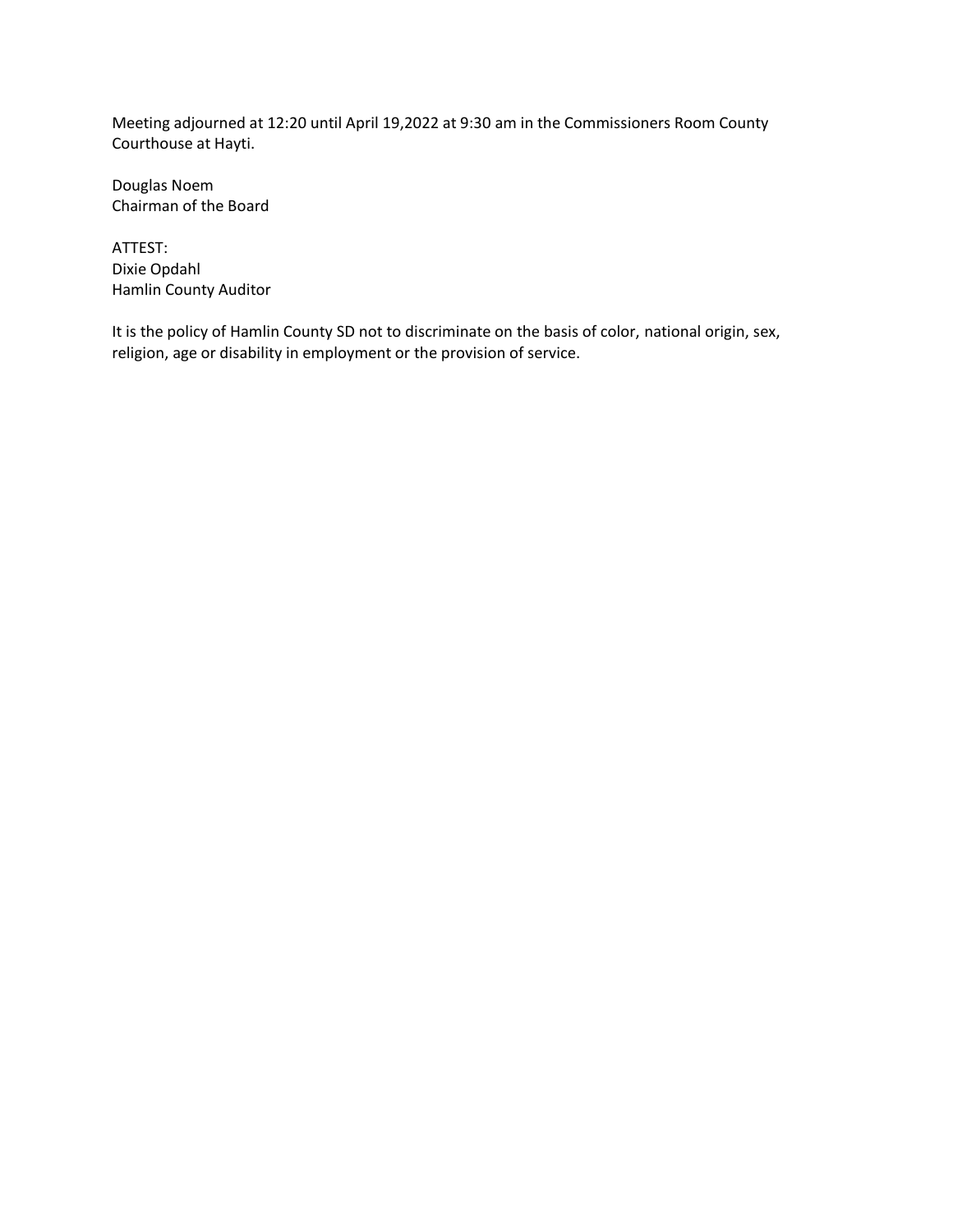Meeting adjourned at 12:20 until April 19,2022 at 9:30 am in the Commissioners Room County Courthouse at Hayti.

Douglas Noem
Chairman of the Board

ATTEST:
Dixie Opdahl
Hamlin County Auditor

It is the policy of Hamlin County SD not to discriminate on the basis of color, national origin, sex, religion, age or disability in employment or the provision of service.